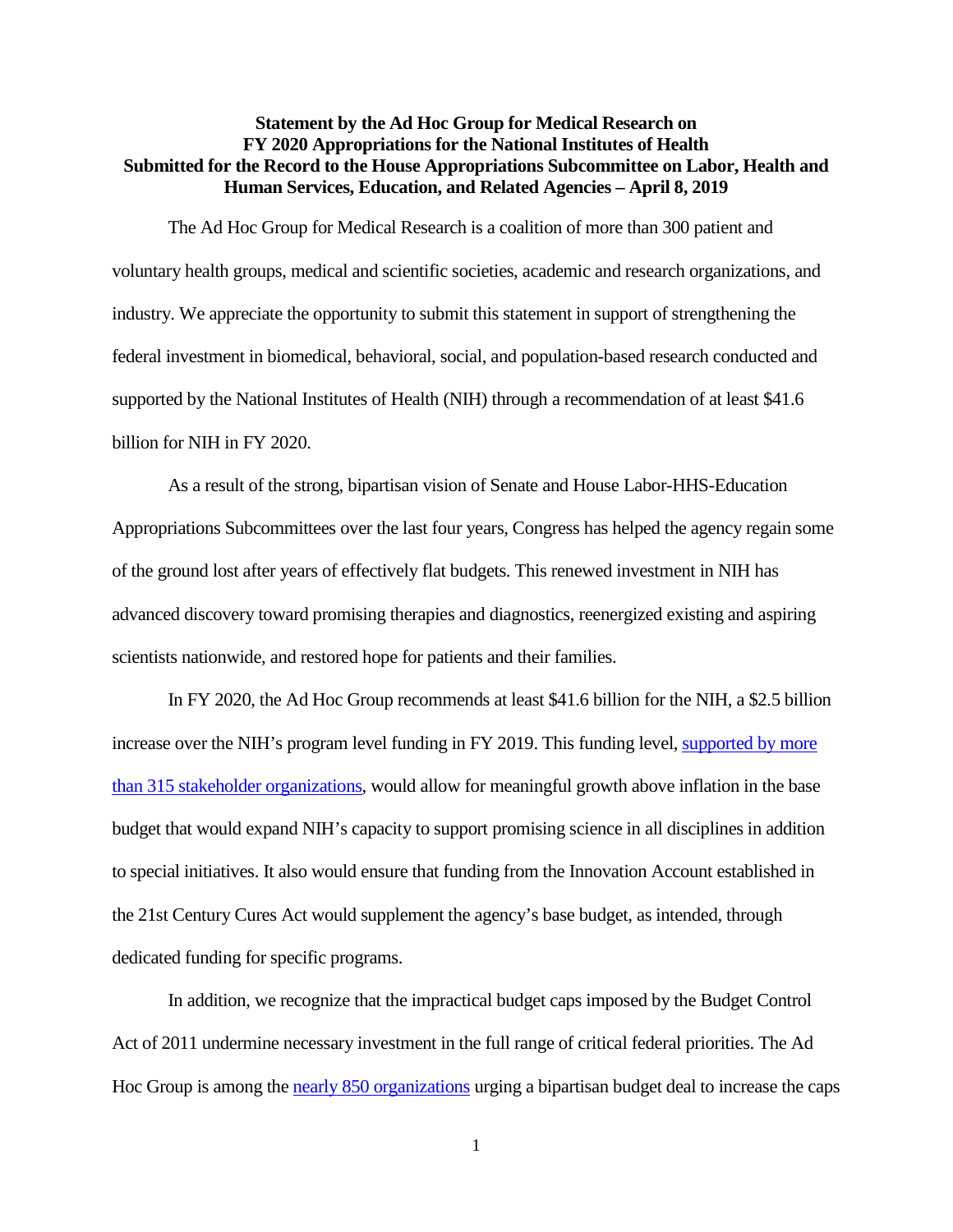**Statement by the Ad Hoc Group for Medical Research on FY 2020 Appropriations for the National Institutes of Health Submitted for the Record to the House Appropriations Subcommittee on Labor, Health and Human Services, Education, and Related Agencies – April 8, 2019**

The Ad Hoc Group for Medical Research is a coalition of more than 300 patient and voluntary health groups, medical and scientific societies, academic and research organizations, and industry. We appreciate the opportunity to submit this statement in support of strengthening the federal investment in biomedical, behavioral, social, and population-based research conducted and supported by the National Institutes of Health (NIH) through a recommendation of at least $41.6 billion for NIH in FY 2020.

As a result of the strong, bipartisan vision of Senate and House Labor-HHS-Education Appropriations Subcommittees over the last four years, Congress has helped the agency regain some of the ground lost after years of effectively flat budgets. This renewed investment in NIH has advanced discovery toward promising therapies and diagnostics, reenergized existing and aspiring scientists nationwide, and restored hope for patients and their families.

In FY 2020, the Ad Hoc Group recommends at least $41.6 billion for the NIH, a $2.5 billion increase over the NIH's program level funding in FY 2019. This funding level, supported by more than 315 stakeholder organizations, would allow for meaningful growth above inflation in the base budget that would expand NIH's capacity to support promising science in all disciplines in addition to special initiatives. It also would ensure that funding from the Innovation Account established in the 21st Century Cures Act would supplement the agency's base budget, as intended, through dedicated funding for specific programs.

In addition, we recognize that the impractical budget caps imposed by the Budget Control Act of 2011 undermine necessary investment in the full range of critical federal priorities. The Ad Hoc Group is among the nearly 850 organizations urging a bipartisan budget deal to increase the caps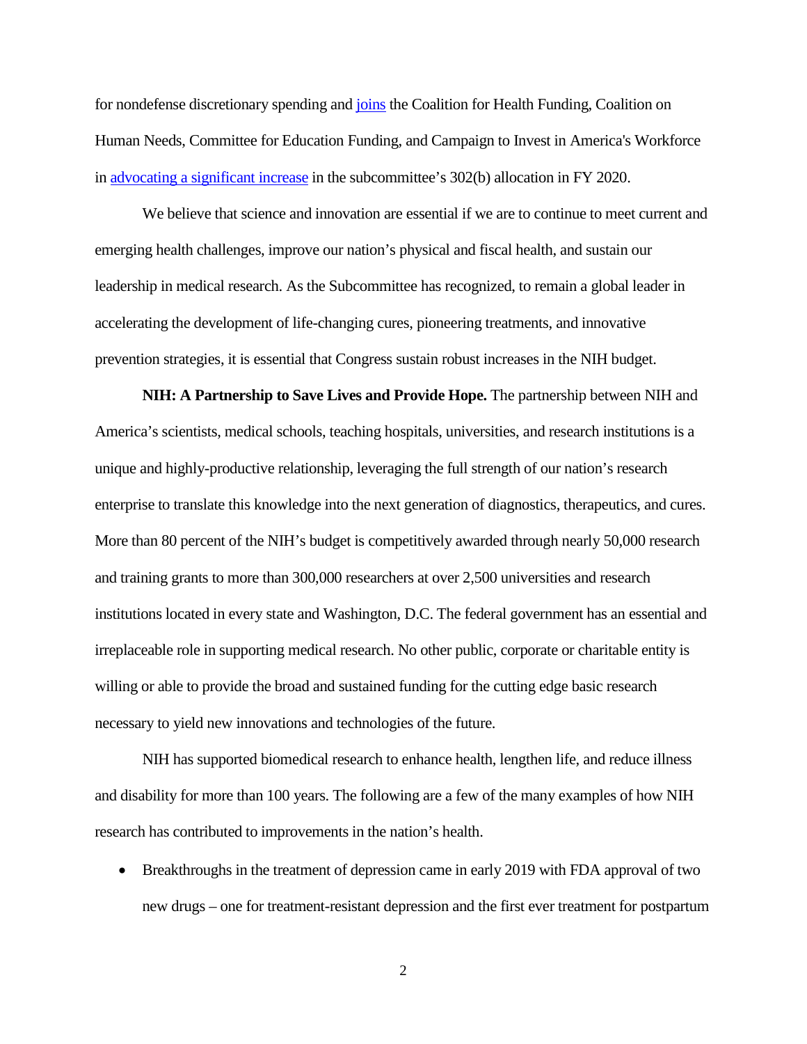for nondefense discretionary spending and [joins](#) the Coalition for Health Funding, Coalition on Human Needs, Committee for Education Funding, and Campaign to Invest in America's Workforce in [advocating a significant increase](#) in the subcommittee's 302(b) allocation in FY 2020.

We believe that science and innovation are essential if we are to continue to meet current and emerging health challenges, improve our nation's physical and fiscal health, and sustain our leadership in medical research. As the Subcommittee has recognized, to remain a global leader in accelerating the development of life-changing cures, pioneering treatments, and innovative prevention strategies, it is essential that Congress sustain robust increases in the NIH budget.

**NIH: A Partnership to Save Lives and Provide Hope.** The partnership between NIH and America's scientists, medical schools, teaching hospitals, universities, and research institutions is a unique and highly-productive relationship, leveraging the full strength of our nation's research enterprise to translate this knowledge into the next generation of diagnostics, therapeutics, and cures. More than 80 percent of the NIH's budget is competitively awarded through nearly 50,000 research and training grants to more than 300,000 researchers at over 2,500 universities and research institutions located in every state and Washington, D.C. The federal government has an essential and irreplaceable role in supporting medical research. No other public, corporate or charitable entity is willing or able to provide the broad and sustained funding for the cutting edge basic research necessary to yield new innovations and technologies of the future.

NIH has supported biomedical research to enhance health, lengthen life, and reduce illness and disability for more than 100 years. The following are a few of the many examples of how NIH research has contributed to improvements in the nation's health.

- Breakthroughs in the treatment of depression came in early 2019 with FDA approval of two new drugs – one for treatment-resistant depression and the first ever treatment for postpartum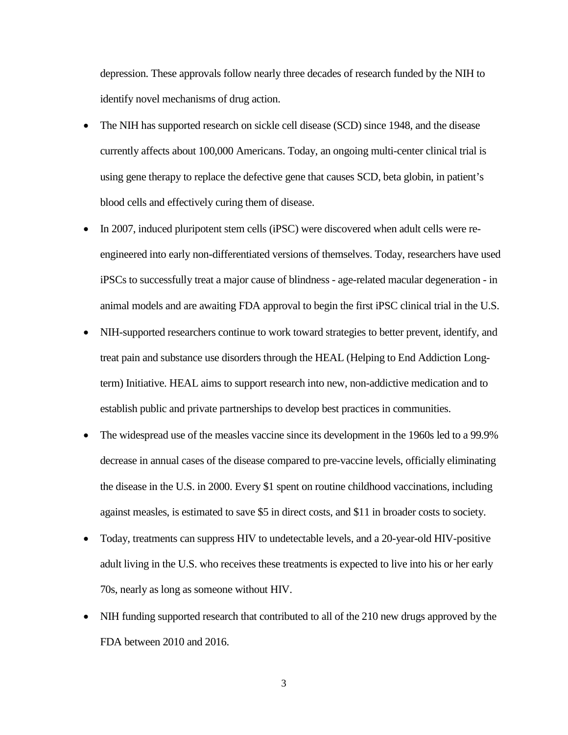depression. These approvals follow nearly three decades of research funded by the NIH to identify novel mechanisms of drug action.

- The NIH has supported research on sickle cell disease (SCD) since 1948, and the disease currently affects about 100,000 Americans. Today, an ongoing multi-center clinical trial is using gene therapy to replace the defective gene that causes SCD, beta globin, in patient's blood cells and effectively curing them of disease.
- In 2007, induced pluripotent stem cells (iPSC) were discovered when adult cells were re-engineered into early non-differentiated versions of themselves. Today, researchers have used iPSCs to successfully treat a major cause of blindness - age-related macular degeneration - in animal models and are awaiting FDA approval to begin the first iPSC clinical trial in the U.S.
- NIH-supported researchers continue to work toward strategies to better prevent, identify, and treat pain and substance use disorders through the HEAL (Helping to End Addiction Long-term) Initiative. HEAL aims to support research into new, non-addictive medication and to establish public and private partnerships to develop best practices in communities.
- The widespread use of the measles vaccine since its development in the 1960s led to a 99.9% decrease in annual cases of the disease compared to pre-vaccine levels, officially eliminating the disease in the U.S. in 2000. Every $1 spent on routine childhood vaccinations, including against measles, is estimated to save $5 in direct costs, and $11 in broader costs to society.
- Today, treatments can suppress HIV to undetectable levels, and a 20-year-old HIV-positive adult living in the U.S. who receives these treatments is expected to live into his or her early 70s, nearly as long as someone without HIV.
- NIH funding supported research that contributed to all of the 210 new drugs approved by the FDA between 2010 and 2016.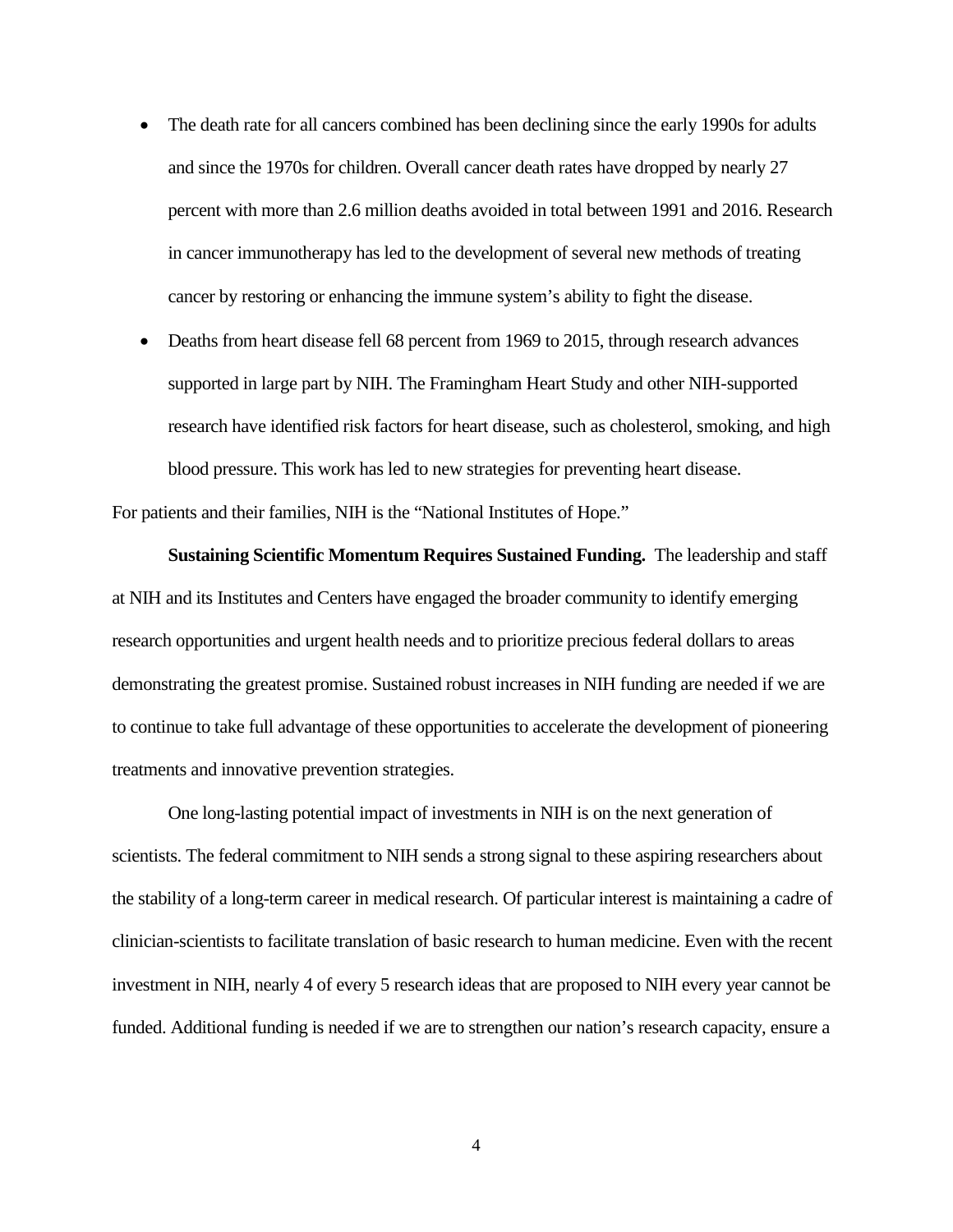- The death rate for all cancers combined has been declining since the early 1990s for adults and since the 1970s for children. Overall cancer death rates have dropped by nearly 27 percent with more than 2.6 million deaths avoided in total between 1991 and 2016. Research in cancer immunotherapy has led to the development of several new methods of treating cancer by restoring or enhancing the immune system's ability to fight the disease.
- Deaths from heart disease fell 68 percent from 1969 to 2015, through research advances supported in large part by NIH. The Framingham Heart Study and other NIH-supported research have identified risk factors for heart disease, such as cholesterol, smoking, and high blood pressure. This work has led to new strategies for preventing heart disease.

For patients and their families, NIH is the "National Institutes of Hope."

**Sustaining Scientific Momentum Requires Sustained Funding.** The leadership and staff at NIH and its Institutes and Centers have engaged the broader community to identify emerging research opportunities and urgent health needs and to prioritize precious federal dollars to areas demonstrating the greatest promise. Sustained robust increases in NIH funding are needed if we are to continue to take full advantage of these opportunities to accelerate the development of pioneering treatments and innovative prevention strategies.

One long-lasting potential impact of investments in NIH is on the next generation of scientists. The federal commitment to NIH sends a strong signal to these aspiring researchers about the stability of a long-term career in medical research. Of particular interest is maintaining a cadre of clinician-scientists to facilitate translation of basic research to human medicine. Even with the recent investment in NIH, nearly 4 of every 5 research ideas that are proposed to NIH every year cannot be funded. Additional funding is needed if we are to strengthen our nation's research capacity, ensure a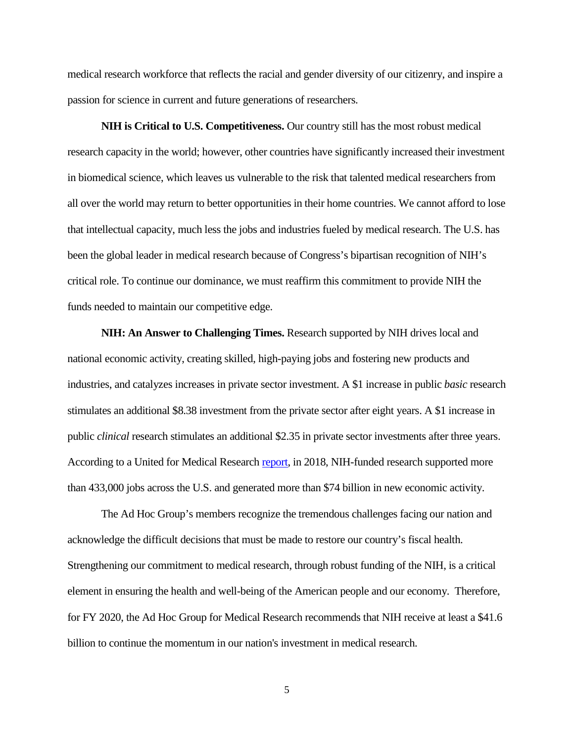medical research workforce that reflects the racial and gender diversity of our citizenry, and inspire a passion for science in current and future generations of researchers.

**NIH is Critical to U.S. Competitiveness.** Our country still has the most robust medical research capacity in the world; however, other countries have significantly increased their investment in biomedical science, which leaves us vulnerable to the risk that talented medical researchers from all over the world may return to better opportunities in their home countries. We cannot afford to lose that intellectual capacity, much less the jobs and industries fueled by medical research. The U.S. has been the global leader in medical research because of Congress's bipartisan recognition of NIH's critical role. To continue our dominance, we must reaffirm this commitment to provide NIH the funds needed to maintain our competitive edge.

**NIH: An Answer to Challenging Times.** Research supported by NIH drives local and national economic activity, creating skilled, high-paying jobs and fostering new products and industries, and catalyzes increases in private sector investment. A $1 increase in public *basic* research stimulates an additional $8.38 investment from the private sector after eight years. A $1 increase in public *clinical* research stimulates an additional $2.35 in private sector investments after three years. According to a United for Medical Research report, in 2018, NIH-funded research supported more than 433,000 jobs across the U.S. and generated more than $74 billion in new economic activity.

The Ad Hoc Group's members recognize the tremendous challenges facing our nation and acknowledge the difficult decisions that must be made to restore our country's fiscal health. Strengthening our commitment to medical research, through robust funding of the NIH, is a critical element in ensuring the health and well-being of the American people and our economy. Therefore, for FY 2020, the Ad Hoc Group for Medical Research recommends that NIH receive at least a $41.6 billion to continue the momentum in our nation's investment in medical research.